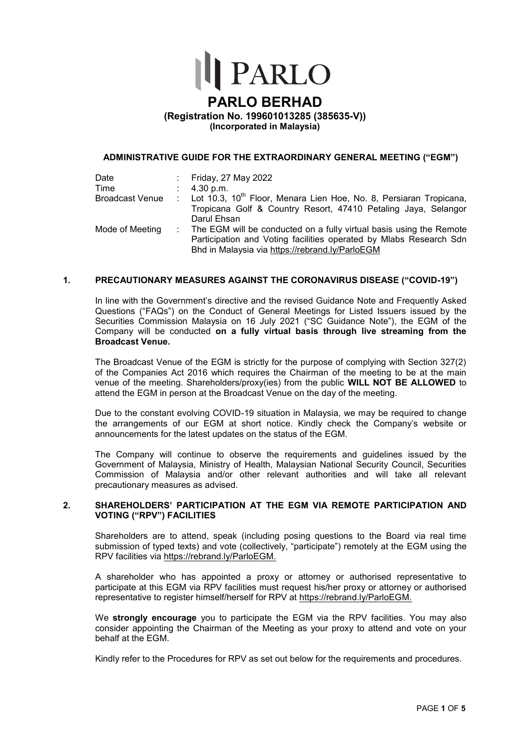# PARLO

# PARLO BERHAD

**(Registration No. 199601013285 (385635-V))**
**(Incorporated in Malaysia)**

## ADMINISTRATIVE GUIDE FOR THE EXTRAORDINARY GENERAL MEETING ("EGM")

| | | |
|---|---|---|
| Date | : | Friday, 27 May 2022 |
| Time | : | 4.30 p.m. |
| Broadcast Venue | : | Lot 10.3, 10th Floor, Menara Lien Hoe, No. 8, Persiaran Tropicana, Tropicana Golf & Country Resort, 47410 Petaling Jaya, Selangor Darul Ehsan |
| Mode of Meeting | : | The EGM will be conducted on a fully virtual basis using the Remote Participation and Voting facilities operated by Mlabs Research Sdn Bhd in Malaysia via https://rebrand.ly/ParloEGM |

### 1. PRECAUTIONARY MEASURES AGAINST THE CORONAVIRUS DISEASE ("COVID-19")

In line with the Government's directive and the revised Guidance Note and Frequently Asked Questions ("FAQs") on the Conduct of General Meetings for Listed Issuers issued by the Securities Commission Malaysia on 16 July 2021 ("SC Guidance Note"), the EGM of the Company will be conducted **on a fully virtual basis through live streaming from the Broadcast Venue.**

The Broadcast Venue of the EGM is strictly for the purpose of complying with Section 327(2) of the Companies Act 2016 which requires the Chairman of the meeting to be at the main venue of the meeting. Shareholders/proxy(ies) from the public **WILL NOT BE ALLOWED** to attend the EGM in person at the Broadcast Venue on the day of the meeting.

Due to the constant evolving COVID-19 situation in Malaysia, we may be required to change the arrangements of our EGM at short notice. Kindly check the Company's website or announcements for the latest updates on the status of the EGM.

The Company will continue to observe the requirements and guidelines issued by the Government of Malaysia, Ministry of Health, Malaysian National Security Council, Securities Commission of Malaysia and/or other relevant authorities and will take all relevant precautionary measures as advised.

### 2. SHAREHOLDERS' PARTICIPATION AT THE EGM VIA REMOTE PARTICIPATION AND VOTING ("RPV") FACILITIES

Shareholders are to attend, speak (including posing questions to the Board via real time submission of typed texts) and vote (collectively, "participate") remotely at the EGM using the RPV facilities via https://rebrand.ly/ParloEGM.

A shareholder who has appointed a proxy or attorney or authorised representative to participate at this EGM via RPV facilities must request his/her proxy or attorney or authorised representative to register himself/herself for RPV at https://rebrand.ly/ParloEGM.

We **strongly encourage** you to participate the EGM via the RPV facilities. You may also consider appointing the Chairman of the Meeting as your proxy to attend and vote on your behalf at the EGM.

Kindly refer to the Procedures for RPV as set out below for the requirements and procedures.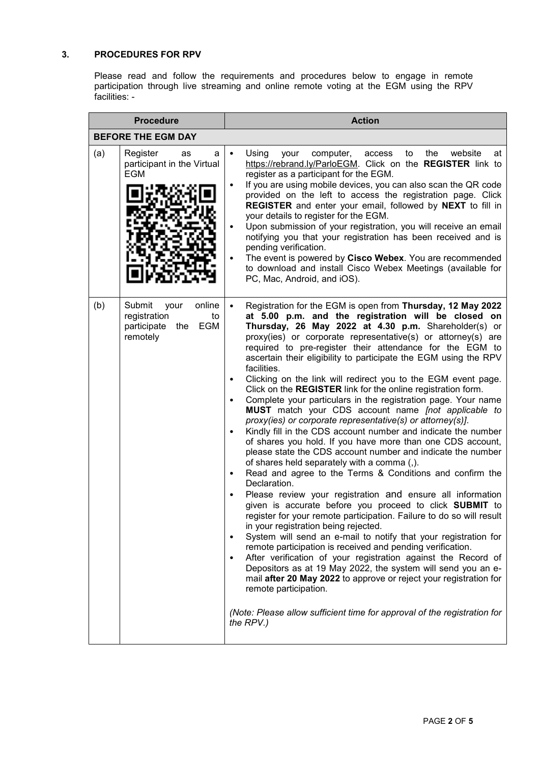### 3. PROCEDURES FOR RPV

Please read and follow the requirements and procedures below to engage in remote participation through live streaming and online remote voting at the EGM using the RPV facilities: -

| Procedure | | Action |
|---|---|---|
| **BEFORE THE EGM DAY** | | |
| (a) | Register as a participant in the Virtual EGM | • Using your computer, access to the website at https://rebrand.ly/ParloEGM. Click on the **REGISTER** link to register as a participant for the EGM.<br>• If you are using mobile devices, you can also scan the QR code provided on the left to access the registration page. Click **REGISTER** and enter your email, followed by **NEXT** to fill in your details to register for the EGM.<br>• Upon submission of your registration, you will receive an email notifying you that your registration has been received and is pending verification.<br>• The event is powered by **Cisco Webex**. You are recommended to download and install Cisco Webex Meetings (available for PC, Mac, Android, and iOS). |
| (b) | Submit your online registration to participate the EGM remotely | • Registration for the EGM is open from **Thursday, 12 May 2022 at 5.00 p.m. and the registration will be closed on Thursday, 26 May 2022 at 4.30 p.m.** Shareholder(s) or proxy(ies) or corporate representative(s) or attorney(s) are required to pre-register their attendance for the EGM to ascertain their eligibility to participate the EGM using the RPV facilities.<br>• Clicking on the link will redirect you to the EGM event page. Click on the **REGISTER** link for the online registration form.<br>• Complete your particulars in the registration page. Your name **MUST** match your CDS account name *[not applicable to proxy(ies) or corporate representative(s) or attorney(s)]*.<br>• Kindly fill in the CDS account number and indicate the number of shares you hold. If you have more than one CDS account, please state the CDS account number and indicate the number of shares held separately with a comma (,).<br>• Read and agree to the Terms & Conditions and confirm the Declaration.<br>• Please review your registration and ensure all information given is accurate before you proceed to click **SUBMIT** to register for your remote participation. Failure to do so will result in your registration being rejected.<br>• System will send an e-mail to notify that your registration for remote participation is received and pending verification.<br>• After verification of your registration against the Record of Depositors as at 19 May 2022, the system will send you an e-mail **after 20 May 2022** to approve or reject your registration for remote participation.<br><br>*(Note: Please allow sufficient time for approval of the registration for the RPV.)* |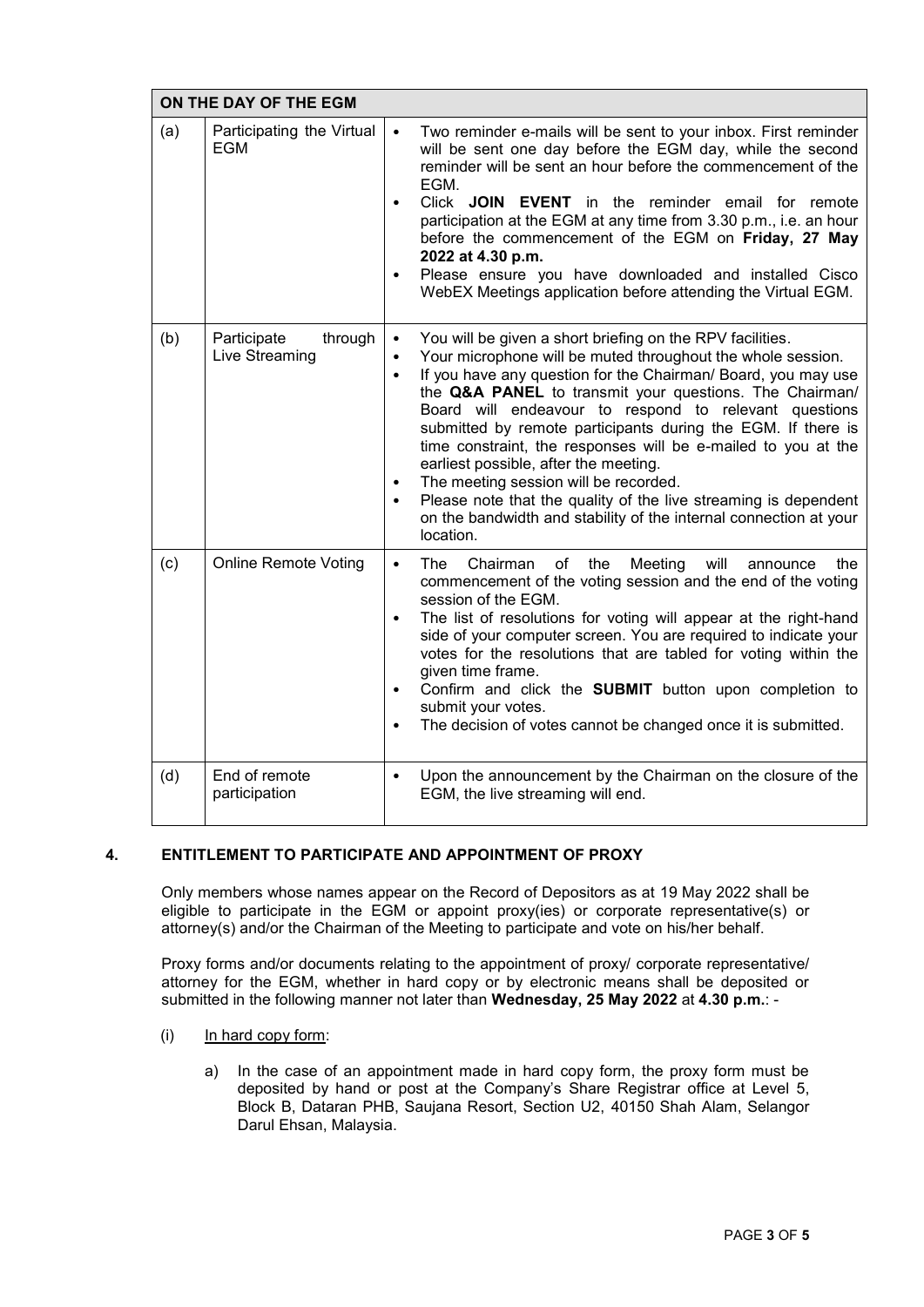| ON THE DAY OF THE EGM | | |
|---|---|---|
| (a) | Participating the Virtual EGM | • Two reminder e-mails will be sent to your inbox. First reminder will be sent one day before the EGM day, while the second reminder will be sent an hour before the commencement of the EGM.<br>• Click **JOIN EVENT** in the reminder email for remote participation at the EGM at any time from 3.30 p.m., i.e. an hour before the commencement of the EGM on **Friday, 27 May 2022 at 4.30 p.m.**<br>• Please ensure you have downloaded and installed Cisco WebEX Meetings application before attending the Virtual EGM. |
| (b) | Participate through Live Streaming | • You will be given a short briefing on the RPV facilities.<br>• Your microphone will be muted throughout the whole session.<br>• If you have any question for the Chairman/ Board, you may use the **Q&A PANEL** to transmit your questions. The Chairman/ Board will endeavour to respond to relevant questions submitted by remote participants during the EGM. If there is time constraint, the responses will be e-mailed to you at the earliest possible, after the meeting.<br>• The meeting session will be recorded.<br>• Please note that the quality of the live streaming is dependent on the bandwidth and stability of the internal connection at your location. |
| (c) | Online Remote Voting | • The Chairman of the Meeting will announce the commencement of the voting session and the end of the voting session of the EGM.<br>• The list of resolutions for voting will appear at the right-hand side of your computer screen. You are required to indicate your votes for the resolutions that are tabled for voting within the given time frame.<br>• Confirm and click the **SUBMIT** button upon completion to submit your votes.<br>• The decision of votes cannot be changed once it is submitted. |
| (d) | End of remote participation | • Upon the announcement by the Chairman on the closure of the EGM, the live streaming will end. |

## 4. ENTITLEMENT TO PARTICIPATE AND APPOINTMENT OF PROXY

Only members whose names appear on the Record of Depositors as at 19 May 2022 shall be eligible to participate in the EGM or appoint proxy(ies) or corporate representative(s) or attorney(s) and/or the Chairman of the Meeting to participate and vote on his/her behalf.

Proxy forms and/or documents relating to the appointment of proxy/ corporate representative/ attorney for the EGM, whether in hard copy or by electronic means shall be deposited or submitted in the following manner not later than **Wednesday, 25 May 2022** at **4.30 p.m.**: -

(i) In hard copy form:

a) In the case of an appointment made in hard copy form, the proxy form must be deposited by hand or post at the Company's Share Registrar office at Level 5, Block B, Dataran PHB, Saujana Resort, Section U2, 40150 Shah Alam, Selangor Darul Ehsan, Malaysia.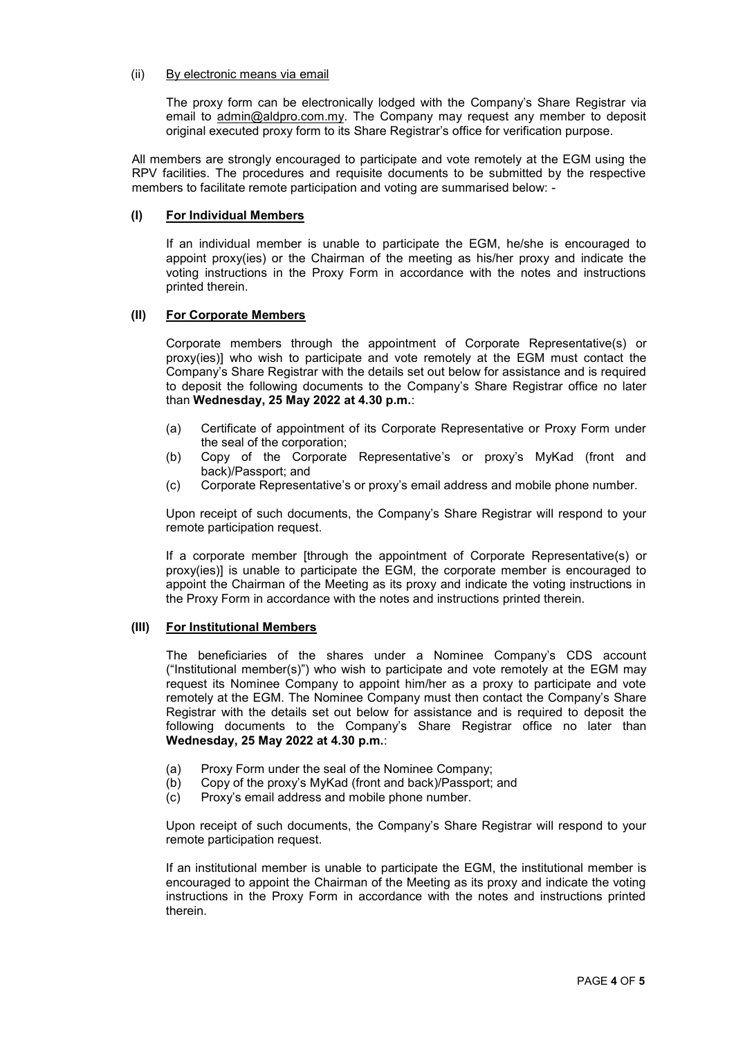(ii) <u>By electronic means via email</u>

The proxy form can be electronically lodged with the Company's Share Registrar via email to admin@aldpro.com.my. The Company may request any member to deposit original executed proxy form to its Share Registrar's office for verification purpose.

All members are strongly encouraged to participate and vote remotely at the EGM using the RPV facilities. The procedures and requisite documents to be submitted by the respective members to facilitate remote participation and voting are summarised below: -

**(I) <u>For Individual Members</u>**

If an individual member is unable to participate the EGM, he/she is encouraged to appoint proxy(ies) or the Chairman of the meeting as his/her proxy and indicate the voting instructions in the Proxy Form in accordance with the notes and instructions printed therein.

**(II) <u>For Corporate Members</u>**

Corporate members through the appointment of Corporate Representative(s) or proxy(ies)] who wish to participate and vote remotely at the EGM must contact the Company's Share Registrar with the details set out below for assistance and is required to deposit the following documents to the Company's Share Registrar office no later than **Wednesday, 25 May 2022 at 4.30 p.m.**:

(a) Certificate of appointment of its Corporate Representative or Proxy Form under the seal of the corporation;
(b) Copy of the Corporate Representative's or proxy's MyKad (front and back)/Passport; and
(c) Corporate Representative's or proxy's email address and mobile phone number.

Upon receipt of such documents, the Company's Share Registrar will respond to your remote participation request.

If a corporate member [through the appointment of Corporate Representative(s) or proxy(ies)] is unable to participate the EGM, the corporate member is encouraged to appoint the Chairman of the Meeting as its proxy and indicate the voting instructions in the Proxy Form in accordance with the notes and instructions printed therein.

**(III) <u>For Institutional Members</u>**

The beneficiaries of the shares under a Nominee Company's CDS account ("Institutional member(s)") who wish to participate and vote remotely at the EGM may request its Nominee Company to appoint him/her as a proxy to participate and vote remotely at the EGM. The Nominee Company must then contact the Company's Share Registrar with the details set out below for assistance and is required to deposit the following documents to the Company's Share Registrar office no later than **Wednesday, 25 May 2022 at 4.30 p.m.**:

(a) Proxy Form under the seal of the Nominee Company;
(b) Copy of the proxy's MyKad (front and back)/Passport; and
(c) Proxy's email address and mobile phone number.

Upon receipt of such documents, the Company's Share Registrar will respond to your remote participation request.

If an institutional member is unable to participate the EGM, the institutional member is encouraged to appoint the Chairman of the Meeting as its proxy and indicate the voting instructions in the Proxy Form in accordance with the notes and instructions printed therein.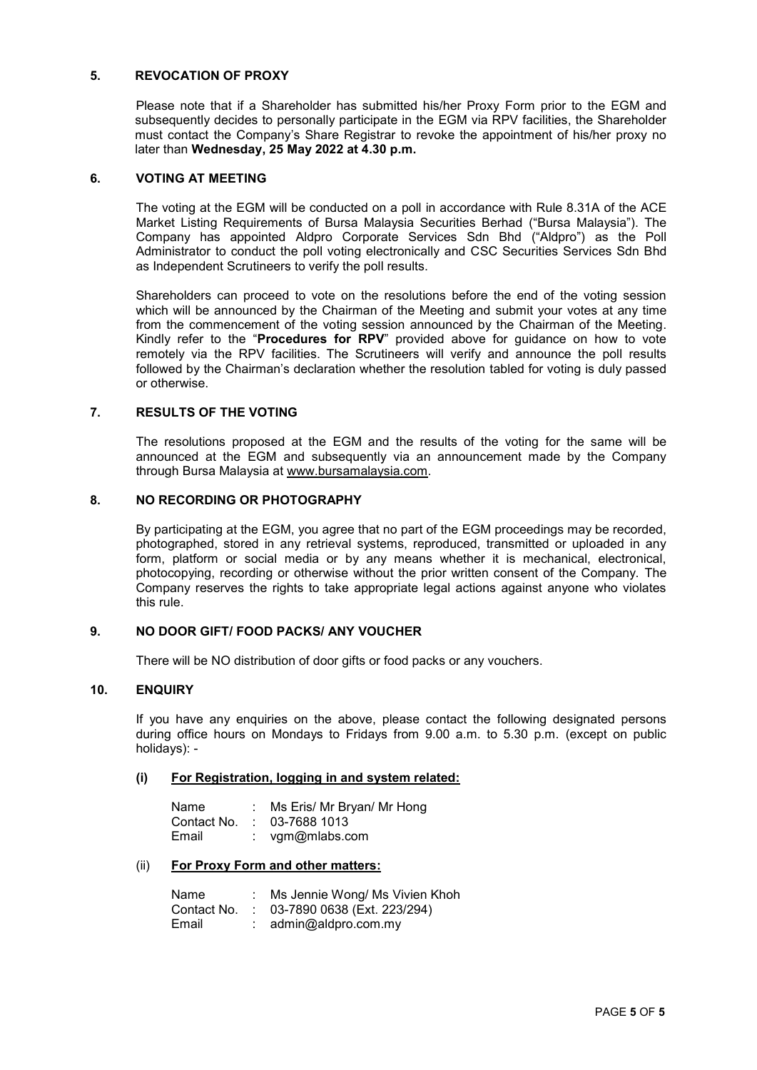## 5. REVOCATION OF PROXY

Please note that if a Shareholder has submitted his/her Proxy Form prior to the EGM and subsequently decides to personally participate in the EGM via RPV facilities, the Shareholder must contact the Company's Share Registrar to revoke the appointment of his/her proxy no later than **Wednesday, 25 May 2022 at 4.30 p.m.**

## 6. VOTING AT MEETING

The voting at the EGM will be conducted on a poll in accordance with Rule 8.31A of the ACE Market Listing Requirements of Bursa Malaysia Securities Berhad ("Bursa Malaysia"). The Company has appointed Aldpro Corporate Services Sdn Bhd ("Aldpro") as the Poll Administrator to conduct the poll voting electronically and CSC Securities Services Sdn Bhd as Independent Scrutineers to verify the poll results.

Shareholders can proceed to vote on the resolutions before the end of the voting session which will be announced by the Chairman of the Meeting and submit your votes at any time from the commencement of the voting session announced by the Chairman of the Meeting. Kindly refer to the "**Procedures for RPV**" provided above for guidance on how to vote remotely via the RPV facilities. The Scrutineers will verify and announce the poll results followed by the Chairman's declaration whether the resolution tabled for voting is duly passed or otherwise.

## 7. RESULTS OF THE VOTING

The resolutions proposed at the EGM and the results of the voting for the same will be announced at the EGM and subsequently via an announcement made by the Company through Bursa Malaysia at www.bursamalaysia.com.

## 8. NO RECORDING OR PHOTOGRAPHY

By participating at the EGM, you agree that no part of the EGM proceedings may be recorded, photographed, stored in any retrieval systems, reproduced, transmitted or uploaded in any form, platform or social media or by any means whether it is mechanical, electronical, photocopying, recording or otherwise without the prior written consent of the Company. The Company reserves the rights to take appropriate legal actions against anyone who violates this rule.

## 9. NO DOOR GIFT/ FOOD PACKS/ ANY VOUCHER

There will be NO distribution of door gifts or food packs or any vouchers.

## 10. ENQUIRY

If you have any enquiries on the above, please contact the following designated persons during office hours on Mondays to Fridays from 9.00 a.m. to 5.30 p.m. (except on public holidays): -

### (i) For Registration, logging in and system related:

Name : Ms Eris/ Mr Bryan/ Mr Hong
Contact No. : 03-7688 1013
Email : vgm@mlabs.com

### (ii) For Proxy Form and other matters:

Name : Ms Jennie Wong/ Ms Vivien Khoh
Contact No. : 03-7890 0638 (Ext. 223/294)
Email : admin@aldpro.com.my